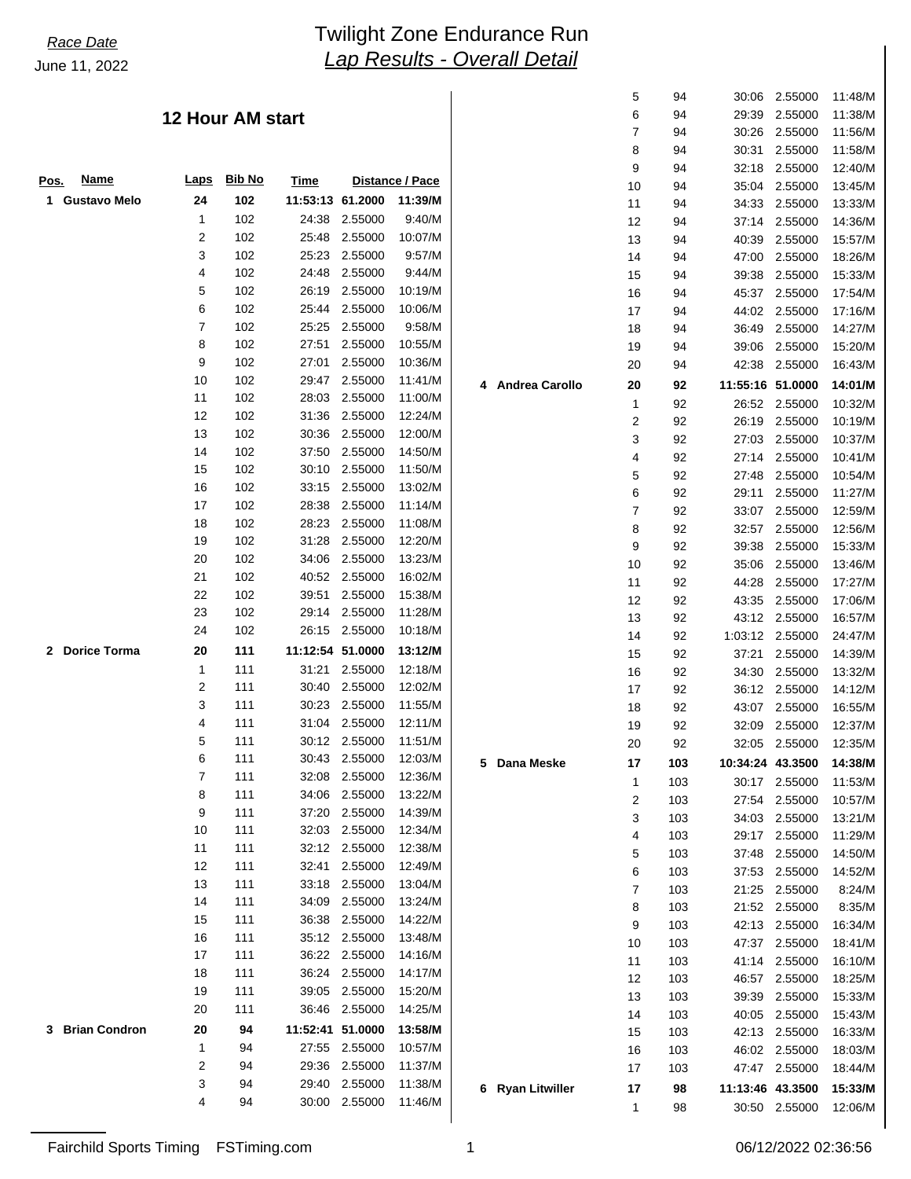*Race Date*

June 11, 2022

# Twilight Zone Endurance Run

## *Lap Results - Overall Detail*

### 12 Hour AM start

| Pos. | Name | Laps | Bib No | Time | Distance | Pace |
|---|---|---|---|---|---|---|
| **1** | **Gustavo Melo** | **24** | **102** | **11:53:13** | **61.2000** | **11:39/M** |
| | | 1 | 102 | 24:38 | 2.55000 | 9:40/M |
| | | 2 | 102 | 25:48 | 2.55000 | 10:07/M |
| | | 3 | 102 | 25:23 | 2.55000 | 9:57/M |
| | | 4 | 102 | 24:48 | 2.55000 | 9:44/M |
| | | 5 | 102 | 26:19 | 2.55000 | 10:19/M |
| | | 6 | 102 | 25:44 | 2.55000 | 10:06/M |
| | | 7 | 102 | 25:25 | 2.55000 | 9:58/M |
| | | 8 | 102 | 27:51 | 2.55000 | 10:55/M |
| | | 9 | 102 | 27:01 | 2.55000 | 10:36/M |
| | | 10 | 102 | 29:47 | 2.55000 | 11:41/M |
| | | 11 | 102 | 28:03 | 2.55000 | 11:00/M |
| | | 12 | 102 | 31:36 | 2.55000 | 12:24/M |
| | | 13 | 102 | 30:36 | 2.55000 | 12:00/M |
| | | 14 | 102 | 37:50 | 2.55000 | 14:50/M |
| | | 15 | 102 | 30:10 | 2.55000 | 11:50/M |
| | | 16 | 102 | 33:15 | 2.55000 | 13:02/M |
| | | 17 | 102 | 28:38 | 2.55000 | 11:14/M |
| | | 18 | 102 | 28:23 | 2.55000 | 11:08/M |
| | | 19 | 102 | 31:28 | 2.55000 | 12:20/M |
| | | 20 | 102 | 34:06 | 2.55000 | 13:23/M |
| | | 21 | 102 | 40:52 | 2.55000 | 16:02/M |
| | | 22 | 102 | 39:51 | 2.55000 | 15:38/M |
| | | 23 | 102 | 29:14 | 2.55000 | 11:28/M |
| | | 24 | 102 | 26:15 | 2.55000 | 10:18/M |
| **2** | **Dorice Torma** | **20** | **111** | **11:12:54** | **51.0000** | **13:12/M** |
| | | 1 | 111 | 31:21 | 2.55000 | 12:18/M |
| | | 2 | 111 | 30:40 | 2.55000 | 12:02/M |
| | | 3 | 111 | 30:23 | 2.55000 | 11:55/M |
| | | 4 | 111 | 31:04 | 2.55000 | 12:11/M |
| | | 5 | 111 | 30:12 | 2.55000 | 11:51/M |
| | | 6 | 111 | 30:43 | 2.55000 | 12:03/M |
| | | 7 | 111 | 32:08 | 2.55000 | 12:36/M |
| | | 8 | 111 | 34:06 | 2.55000 | 13:22/M |
| | | 9 | 111 | 37:20 | 2.55000 | 14:39/M |
| | | 10 | 111 | 32:03 | 2.55000 | 12:34/M |
| | | 11 | 111 | 32:12 | 2.55000 | 12:38/M |
| | | 12 | 111 | 32:41 | 2.55000 | 12:49/M |
| | | 13 | 111 | 33:18 | 2.55000 | 13:04/M |
| | | 14 | 111 | 34:09 | 2.55000 | 13:24/M |
| | | 15 | 111 | 36:38 | 2.55000 | 14:22/M |
| | | 16 | 111 | 35:12 | 2.55000 | 13:48/M |
| | | 17 | 111 | 36:22 | 2.55000 | 14:16/M |
| | | 18 | 111 | 36:24 | 2.55000 | 14:17/M |
| | | 19 | 111 | 39:05 | 2.55000 | 15:20/M |
| | | 20 | 111 | 36:46 | 2.55000 | 14:25/M |
| **3** | **Brian Condron** | **20** | **94** | **11:52:41** | **51.0000** | **13:58/M** |
| | | 1 | 94 | 27:55 | 2.55000 | 10:57/M |
| | | 2 | 94 | 29:36 | 2.55000 | 11:37/M |
| | | 3 | 94 | 29:40 | 2.55000 | 11:38/M |
| | | 4 | 94 | 30:00 | 2.55000 | 11:46/M |
| | | 5 | 94 | 30:06 | 2.55000 | 11:48/M |
| | | 6 | 94 | 29:39 | 2.55000 | 11:38/M |
| | | 7 | 94 | 30:26 | 2.55000 | 11:56/M |
| | | 8 | 94 | 30:31 | 2.55000 | 11:58/M |
| | | 9 | 94 | 32:18 | 2.55000 | 12:40/M |
| | | 10 | 94 | 35:04 | 2.55000 | 13:45/M |
| | | 11 | 94 | 34:33 | 2.55000 | 13:33/M |
| | | 12 | 94 | 37:14 | 2.55000 | 14:36/M |
| | | 13 | 94 | 40:39 | 2.55000 | 15:57/M |
| | | 14 | 94 | 47:00 | 2.55000 | 18:26/M |
| | | 15 | 94 | 39:38 | 2.55000 | 15:33/M |
| | | 16 | 94 | 45:37 | 2.55000 | 17:54/M |
| | | 17 | 94 | 44:02 | 2.55000 | 17:16/M |
| | | 18 | 94 | 36:49 | 2.55000 | 14:27/M |
| | | 19 | 94 | 39:06 | 2.55000 | 15:20/M |
| | | 20 | 94 | 42:38 | 2.55000 | 16:43/M |
| **4** | **Andrea Carollo** | **20** | **92** | **11:55:16** | **51.0000** | **14:01/M** |
| | | 1 | 92 | 26:52 | 2.55000 | 10:32/M |
| | | 2 | 92 | 26:19 | 2.55000 | 10:19/M |
| | | 3 | 92 | 27:03 | 2.55000 | 10:37/M |
| | | 4 | 92 | 27:14 | 2.55000 | 10:41/M |
| | | 5 | 92 | 27:48 | 2.55000 | 10:54/M |
| | | 6 | 92 | 29:11 | 2.55000 | 11:27/M |
| | | 7 | 92 | 33:07 | 2.55000 | 12:59/M |
| | | 8 | 92 | 32:57 | 2.55000 | 12:56/M |
| | | 9 | 92 | 39:38 | 2.55000 | 15:33/M |
| | | 10 | 92 | 35:06 | 2.55000 | 13:46/M |
| | | 11 | 92 | 44:28 | 2.55000 | 17:27/M |
| | | 12 | 92 | 43:35 | 2.55000 | 17:06/M |
| | | 13 | 92 | 43:12 | 2.55000 | 16:57/M |
| | | 14 | 92 | 1:03:12 | 2.55000 | 24:47/M |
| | | 15 | 92 | 37:21 | 2.55000 | 14:39/M |
| | | 16 | 92 | 34:30 | 2.55000 | 13:32/M |
| | | 17 | 92 | 36:12 | 2.55000 | 14:12/M |
| | | 18 | 92 | 43:07 | 2.55000 | 16:55/M |
| | | 19 | 92 | 32:09 | 2.55000 | 12:37/M |
| | | 20 | 92 | 32:05 | 2.55000 | 12:35/M |
| **5** | **Dana Meske** | **17** | **103** | **10:34:24** | **43.3500** | **14:38/M** |
| | | 1 | 103 | 30:17 | 2.55000 | 11:53/M |
| | | 2 | 103 | 27:54 | 2.55000 | 10:57/M |
| | | 3 | 103 | 34:03 | 2.55000 | 13:21/M |
| | | 4 | 103 | 29:17 | 2.55000 | 11:29/M |
| | | 5 | 103 | 37:48 | 2.55000 | 14:50/M |
| | | 6 | 103 | 37:53 | 2.55000 | 14:52/M |
| | | 7 | 103 | 21:25 | 2.55000 | 8:24/M |
| | | 8 | 103 | 21:52 | 2.55000 | 8:35/M |
| | | 9 | 103 | 42:13 | 2.55000 | 16:34/M |
| | | 10 | 103 | 47:37 | 2.55000 | 18:41/M |
| | | 11 | 103 | 41:14 | 2.55000 | 16:10/M |
| | | 12 | 103 | 46:57 | 2.55000 | 18:25/M |
| | | 13 | 103 | 39:39 | 2.55000 | 15:33/M |
| | | 14 | 103 | 40:05 | 2.55000 | 15:43/M |
| | | 15 | 103 | 42:13 | 2.55000 | 16:33/M |
| | | 16 | 103 | 46:02 | 2.55000 | 18:03/M |
| | | 17 | 103 | 47:47 | 2.55000 | 18:44/M |
| **6** | **Ryan Litwiller** | **17** | **98** | **11:13:46** | **43.3500** | **15:33/M** |
| | | 1 | 98 | 30:50 | 2.55000 | 12:06/M |

Fairchild Sports Timing FSTiming.com 06/12/2022 02:36:56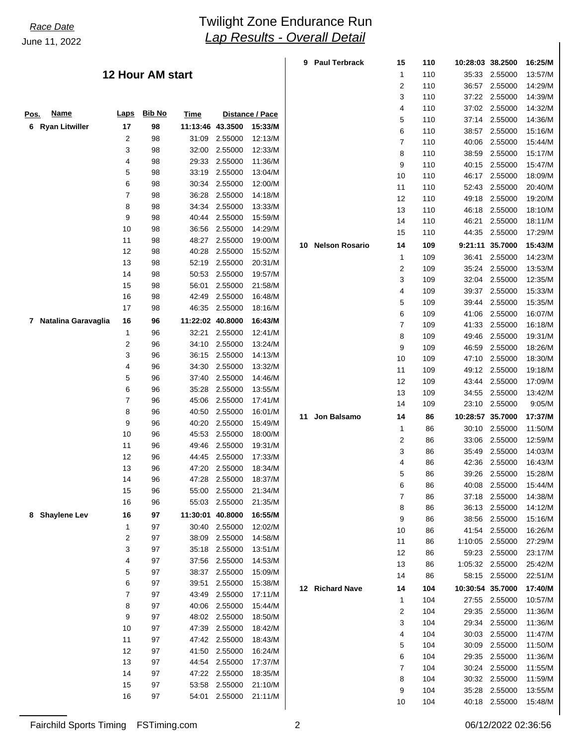*Race Date*
June 11, 2022

# Twilight Zone Endurance Run
## *Lap Results - Overall Detail*

### 12 Hour AM start

| Pos. | Name | Laps | Bib No | Time | Distance | Pace |
|---|---|---|---|---|---|---|
| **6** | **Ryan Litwiller** | **17** | **98** | **11:13:46** | **43.3500** | **15:33/M** |
| | | 2 | 98 | 31:09 | 2.55000 | 12:13/M |
| | | 3 | 98 | 32:00 | 2.55000 | 12:33/M |
| | | 4 | 98 | 29:33 | 2.55000 | 11:36/M |
| | | 5 | 98 | 33:19 | 2.55000 | 13:04/M |
| | | 6 | 98 | 30:34 | 2.55000 | 12:00/M |
| | | 7 | 98 | 36:28 | 2.55000 | 14:18/M |
| | | 8 | 98 | 34:34 | 2.55000 | 13:33/M |
| | | 9 | 98 | 40:44 | 2.55000 | 15:59/M |
| | | 10 | 98 | 36:56 | 2.55000 | 14:29/M |
| | | 11 | 98 | 48:27 | 2.55000 | 19:00/M |
| | | 12 | 98 | 40:28 | 2.55000 | 15:52/M |
| | | 13 | 98 | 52:19 | 2.55000 | 20:31/M |
| | | 14 | 98 | 50:53 | 2.55000 | 19:57/M |
| | | 15 | 98 | 56:01 | 2.55000 | 21:58/M |
| | | 16 | 98 | 42:49 | 2.55000 | 16:48/M |
| | | 17 | 98 | 46:35 | 2.55000 | 18:16/M |
| **7** | **Natalina Garavaglia** | **16** | **96** | **11:22:02** | **40.8000** | **16:43/M** |
| | | 1 | 96 | 32:21 | 2.55000 | 12:41/M |
| | | 2 | 96 | 34:10 | 2.55000 | 13:24/M |
| | | 3 | 96 | 36:15 | 2.55000 | 14:13/M |
| | | 4 | 96 | 34:30 | 2.55000 | 13:32/M |
| | | 5 | 96 | 37:40 | 2.55000 | 14:46/M |
| | | 6 | 96 | 35:28 | 2.55000 | 13:55/M |
| | | 7 | 96 | 45:06 | 2.55000 | 17:41/M |
| | | 8 | 96 | 40:50 | 2.55000 | 16:01/M |
| | | 9 | 96 | 40:20 | 2.55000 | 15:49/M |
| | | 10 | 96 | 45:53 | 2.55000 | 18:00/M |
| | | 11 | 96 | 49:46 | 2.55000 | 19:31/M |
| | | 12 | 96 | 44:45 | 2.55000 | 17:33/M |
| | | 13 | 96 | 47:20 | 2.55000 | 18:34/M |
| | | 14 | 96 | 47:28 | 2.55000 | 18:37/M |
| | | 15 | 96 | 55:00 | 2.55000 | 21:34/M |
| | | 16 | 96 | 55:03 | 2.55000 | 21:35/M |
| **8** | **Shaylene Lev** | **16** | **97** | **11:30:01** | **40.8000** | **16:55/M** |
| | | 1 | 97 | 30:40 | 2.55000 | 12:02/M |
| | | 2 | 97 | 38:09 | 2.55000 | 14:58/M |
| | | 3 | 97 | 35:18 | 2.55000 | 13:51/M |
| | | 4 | 97 | 37:56 | 2.55000 | 14:53/M |
| | | 5 | 97 | 38:37 | 2.55000 | 15:09/M |
| | | 6 | 97 | 39:51 | 2.55000 | 15:38/M |
| | | 7 | 97 | 43:49 | 2.55000 | 17:11/M |
| | | 8 | 97 | 40:06 | 2.55000 | 15:44/M |
| | | 9 | 97 | 48:02 | 2.55000 | 18:50/M |
| | | 10 | 97 | 47:39 | 2.55000 | 18:42/M |
| | | 11 | 97 | 47:42 | 2.55000 | 18:43/M |
| | | 12 | 97 | 41:50 | 2.55000 | 16:24/M |
| | | 13 | 97 | 44:54 | 2.55000 | 17:37/M |
| | | 14 | 97 | 47:22 | 2.55000 | 18:35/M |
| | | 15 | 97 | 53:58 | 2.55000 | 21:10/M |
| | | 16 | 97 | 54:01 | 2.55000 | 21:11/M |
| **9** | **Paul Terbrack** | **15** | **110** | **10:28:03** | **38.2500** | **16:25/M** |
| | | 1 | 110 | 35:33 | 2.55000 | 13:57/M |
| | | 2 | 110 | 36:57 | 2.55000 | 14:29/M |
| | | 3 | 110 | 37:22 | 2.55000 | 14:39/M |
| | | 4 | 110 | 37:02 | 2.55000 | 14:32/M |
| | | 5 | 110 | 37:14 | 2.55000 | 14:36/M |
| | | 6 | 110 | 38:57 | 2.55000 | 15:16/M |
| | | 7 | 110 | 40:06 | 2.55000 | 15:44/M |
| | | 8 | 110 | 38:59 | 2.55000 | 15:17/M |
| | | 9 | 110 | 40:15 | 2.55000 | 15:47/M |
| | | 10 | 110 | 46:17 | 2.55000 | 18:09/M |
| | | 11 | 110 | 52:43 | 2.55000 | 20:40/M |
| | | 12 | 110 | 49:18 | 2.55000 | 19:20/M |
| | | 13 | 110 | 46:18 | 2.55000 | 18:10/M |
| | | 14 | 110 | 46:21 | 2.55000 | 18:11/M |
| | | 15 | 110 | 44:35 | 2.55000 | 17:29/M |
| **10** | **Nelson Rosario** | **14** | **109** | **9:21:11** | **35.7000** | **15:43/M** |
| | | 1 | 109 | 36:41 | 2.55000 | 14:23/M |
| | | 2 | 109 | 35:24 | 2.55000 | 13:53/M |
| | | 3 | 109 | 32:04 | 2.55000 | 12:35/M |
| | | 4 | 109 | 39:37 | 2.55000 | 15:33/M |
| | | 5 | 109 | 39:44 | 2.55000 | 15:35/M |
| | | 6 | 109 | 41:06 | 2.55000 | 16:07/M |
| | | 7 | 109 | 41:33 | 2.55000 | 16:18/M |
| | | 8 | 109 | 49:46 | 2.55000 | 19:31/M |
| | | 9 | 109 | 46:59 | 2.55000 | 18:26/M |
| | | 10 | 109 | 47:10 | 2.55000 | 18:30/M |
| | | 11 | 109 | 49:12 | 2.55000 | 19:18/M |
| | | 12 | 109 | 43:44 | 2.55000 | 17:09/M |
| | | 13 | 109 | 34:55 | 2.55000 | 13:42/M |
| | | 14 | 109 | 23:10 | 2.55000 | 9:05/M |
| **11** | **Jon Balsamo** | **14** | **86** | **10:28:57** | **35.7000** | **17:37/M** |
| | | 1 | 86 | 30:10 | 2.55000 | 11:50/M |
| | | 2 | 86 | 33:06 | 2.55000 | 12:59/M |
| | | 3 | 86 | 35:49 | 2.55000 | 14:03/M |
| | | 4 | 86 | 42:36 | 2.55000 | 16:43/M |
| | | 5 | 86 | 39:26 | 2.55000 | 15:28/M |
| | | 6 | 86 | 40:08 | 2.55000 | 15:44/M |
| | | 7 | 86 | 37:18 | 2.55000 | 14:38/M |
| | | 8 | 86 | 36:13 | 2.55000 | 14:12/M |
| | | 9 | 86 | 38:56 | 2.55000 | 15:16/M |
| | | 10 | 86 | 41:54 | 2.55000 | 16:26/M |
| | | 11 | 86 | 1:10:05 | 2.55000 | 27:29/M |
| | | 12 | 86 | 59:23 | 2.55000 | 23:17/M |
| | | 13 | 86 | 1:05:32 | 2.55000 | 25:42/M |
| | | 14 | 86 | 58:15 | 2.55000 | 22:51/M |
| **12** | **Richard Nave** | **14** | **104** | **10:30:54** | **35.7000** | **17:40/M** |
| | | 1 | 104 | 27:55 | 2.55000 | 10:57/M |
| | | 2 | 104 | 29:35 | 2.55000 | 11:36/M |
| | | 3 | 104 | 29:34 | 2.55000 | 11:36/M |
| | | 4 | 104 | 30:03 | 2.55000 | 11:47/M |
| | | 5 | 104 | 30:09 | 2.55000 | 11:50/M |
| | | 6 | 104 | 29:35 | 2.55000 | 11:36/M |
| | | 7 | 104 | 30:24 | 2.55000 | 11:55/M |
| | | 8 | 104 | 30:32 | 2.55000 | 11:59/M |
| | | 9 | 104 | 35:28 | 2.55000 | 13:55/M |
| | | 10 | 104 | 40:18 | 2.55000 | 15:48/M |

Fairchild Sports Timing FSTiming.com 06/12/2022 02:36:56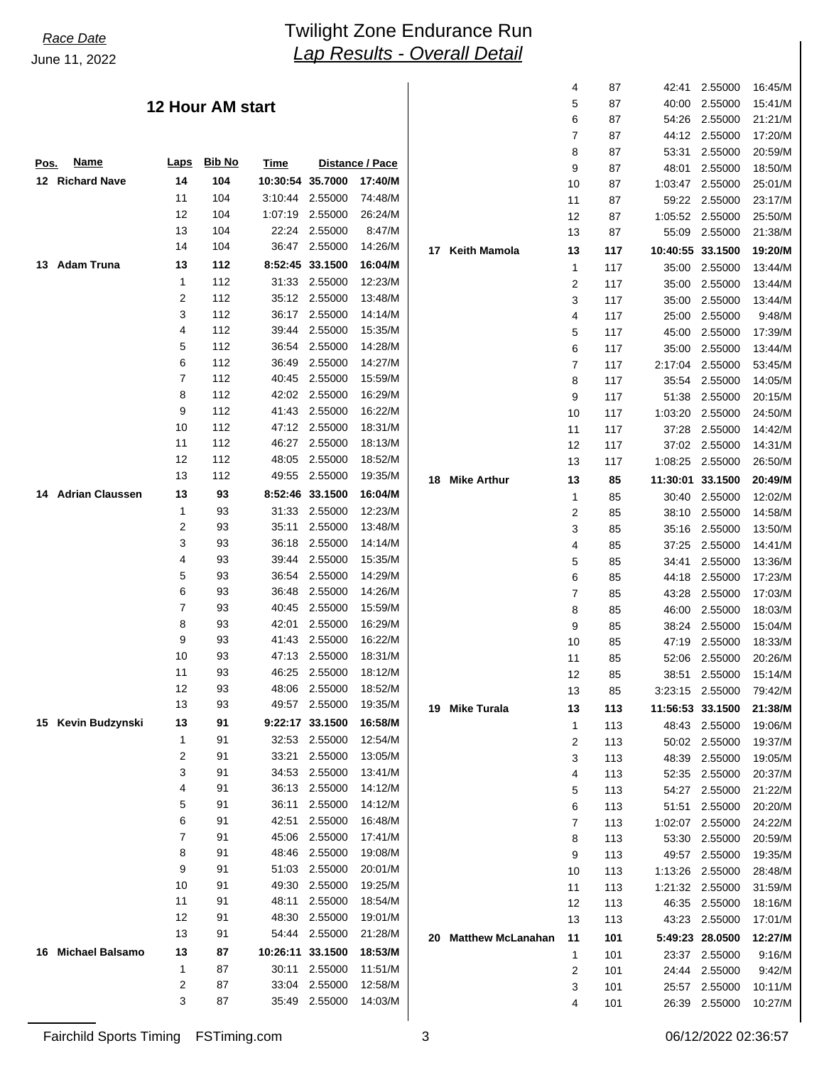*Race Date*
June 11, 2022

# Twilight Zone Endurance Run
## *Lap Results - Overall Detail*

### 12 Hour AM start

| Pos. | Name | Laps | Bib No | Time | Distance | Pace |
|---|---|---|---|---|---|---|
| 12 | **Richard Nave** | **14** | **104** | **10:30:54** | **35.7000** | **17:40/M** |
| | | 11 | 104 | 3:10:44 | 2.55000 | 74:48/M |
| | | 12 | 104 | 1:07:19 | 2.55000 | 26:24/M |
| | | 13 | 104 | 22:24 | 2.55000 | 8:47/M |
| | | 14 | 104 | 36:47 | 2.55000 | 14:26/M |
| 13 | **Adam Truna** | **13** | **112** | **8:52:45** | **33.1500** | **16:04/M** |
| | | 1 | 112 | 31:33 | 2.55000 | 12:23/M |
| | | 2 | 112 | 35:12 | 2.55000 | 13:48/M |
| | | 3 | 112 | 36:17 | 2.55000 | 14:14/M |
| | | 4 | 112 | 39:44 | 2.55000 | 15:35/M |
| | | 5 | 112 | 36:54 | 2.55000 | 14:28/M |
| | | 6 | 112 | 36:49 | 2.55000 | 14:27/M |
| | | 7 | 112 | 40:45 | 2.55000 | 15:59/M |
| | | 8 | 112 | 42:02 | 2.55000 | 16:29/M |
| | | 9 | 112 | 41:43 | 2.55000 | 16:22/M |
| | | 10 | 112 | 47:12 | 2.55000 | 18:31/M |
| | | 11 | 112 | 46:27 | 2.55000 | 18:13/M |
| | | 12 | 112 | 48:05 | 2.55000 | 18:52/M |
| | | 13 | 112 | 49:55 | 2.55000 | 19:35/M |
| 14 | **Adrian Claussen** | **13** | **93** | **8:52:46** | **33.1500** | **16:04/M** |
| | | 1 | 93 | 31:33 | 2.55000 | 12:23/M |
| | | 2 | 93 | 35:11 | 2.55000 | 13:48/M |
| | | 3 | 93 | 36:18 | 2.55000 | 14:14/M |
| | | 4 | 93 | 39:44 | 2.55000 | 15:35/M |
| | | 5 | 93 | 36:54 | 2.55000 | 14:29/M |
| | | 6 | 93 | 36:48 | 2.55000 | 14:26/M |
| | | 7 | 93 | 40:45 | 2.55000 | 15:59/M |
| | | 8 | 93 | 42:01 | 2.55000 | 16:29/M |
| | | 9 | 93 | 41:43 | 2.55000 | 16:22/M |
| | | 10 | 93 | 47:13 | 2.55000 | 18:31/M |
| | | 11 | 93 | 46:25 | 2.55000 | 18:12/M |
| | | 12 | 93 | 48:06 | 2.55000 | 18:52/M |
| | | 13 | 93 | 49:57 | 2.55000 | 19:35/M |
| 15 | **Kevin Budzynski** | **13** | **91** | **9:22:17** | **33.1500** | **16:58/M** |
| | | 1 | 91 | 32:53 | 2.55000 | 12:54/M |
| | | 2 | 91 | 33:21 | 2.55000 | 13:05/M |
| | | 3 | 91 | 34:53 | 2.55000 | 13:41/M |
| | | 4 | 91 | 36:13 | 2.55000 | 14:12/M |
| | | 5 | 91 | 36:11 | 2.55000 | 14:12/M |
| | | 6 | 91 | 42:51 | 2.55000 | 16:48/M |
| | | 7 | 91 | 45:06 | 2.55000 | 17:41/M |
| | | 8 | 91 | 48:46 | 2.55000 | 19:08/M |
| | | 9 | 91 | 51:03 | 2.55000 | 20:01/M |
| | | 10 | 91 | 49:30 | 2.55000 | 19:25/M |
| | | 11 | 91 | 48:11 | 2.55000 | 18:54/M |
| | | 12 | 91 | 48:30 | 2.55000 | 19:01/M |
| | | 13 | 91 | 54:44 | 2.55000 | 21:28/M |
| 16 | **Michael Balsamo** | **13** | **87** | **10:26:11** | **33.1500** | **18:53/M** |
| | | 1 | 87 | 30:11 | 2.55000 | 11:51/M |
| | | 2 | 87 | 33:04 | 2.55000 | 12:58/M |
| | | 3 | 87 | 35:49 | 2.55000 | 14:03/M |
| | | 4 | 87 | 42:41 | 2.55000 | 16:45/M |
| | | 5 | 87 | 40:00 | 2.55000 | 15:41/M |
| | | 6 | 87 | 54:26 | 2.55000 | 21:21/M |
| | | 7 | 87 | 44:12 | 2.55000 | 17:20/M |
| | | 8 | 87 | 53:31 | 2.55000 | 20:59/M |
| | | 9 | 87 | 48:01 | 2.55000 | 18:50/M |
| | | 10 | 87 | 1:03:47 | 2.55000 | 25:01/M |
| | | 11 | 87 | 59:22 | 2.55000 | 23:17/M |
| | | 12 | 87 | 1:05:52 | 2.55000 | 25:50/M |
| | | 13 | 87 | 55:09 | 2.55000 | 21:38/M |
| 17 | **Keith Mamola** | **13** | **117** | **10:40:55** | **33.1500** | **19:20/M** |
| | | 1 | 117 | 35:00 | 2.55000 | 13:44/M |
| | | 2 | 117 | 35:00 | 2.55000 | 13:44/M |
| | | 3 | 117 | 35:00 | 2.55000 | 13:44/M |
| | | 4 | 117 | 25:00 | 2.55000 | 9:48/M |
| | | 5 | 117 | 45:00 | 2.55000 | 17:39/M |
| | | 6 | 117 | 35:00 | 2.55000 | 13:44/M |
| | | 7 | 117 | 2:17:04 | 2.55000 | 53:45/M |
| | | 8 | 117 | 35:54 | 2.55000 | 14:05/M |
| | | 9 | 117 | 51:38 | 2.55000 | 20:15/M |
| | | 10 | 117 | 1:03:20 | 2.55000 | 24:50/M |
| | | 11 | 117 | 37:28 | 2.55000 | 14:42/M |
| | | 12 | 117 | 37:02 | 2.55000 | 14:31/M |
| | | 13 | 117 | 1:08:25 | 2.55000 | 26:50/M |
| 18 | **Mike Arthur** | **13** | **85** | **11:30:01** | **33.1500** | **20:49/M** |
| | | 1 | 85 | 30:40 | 2.55000 | 12:02/M |
| | | 2 | 85 | 38:10 | 2.55000 | 14:58/M |
| | | 3 | 85 | 35:16 | 2.55000 | 13:50/M |
| | | 4 | 85 | 37:25 | 2.55000 | 14:41/M |
| | | 5 | 85 | 34:41 | 2.55000 | 13:36/M |
| | | 6 | 85 | 44:18 | 2.55000 | 17:23/M |
| | | 7 | 85 | 43:28 | 2.55000 | 17:03/M |
| | | 8 | 85 | 46:00 | 2.55000 | 18:03/M |
| | | 9 | 85 | 38:24 | 2.55000 | 15:04/M |
| | | 10 | 85 | 47:19 | 2.55000 | 18:33/M |
| | | 11 | 85 | 52:06 | 2.55000 | 20:26/M |
| | | 12 | 85 | 38:51 | 2.55000 | 15:14/M |
| | | 13 | 85 | 3:23:15 | 2.55000 | 79:42/M |
| 19 | **Mike Turala** | **13** | **113** | **11:56:53** | **33.1500** | **21:38/M** |
| | | 1 | 113 | 48:43 | 2.55000 | 19:06/M |
| | | 2 | 113 | 50:02 | 2.55000 | 19:37/M |
| | | 3 | 113 | 48:39 | 2.55000 | 19:05/M |
| | | 4 | 113 | 52:35 | 2.55000 | 20:37/M |
| | | 5 | 113 | 54:27 | 2.55000 | 21:22/M |
| | | 6 | 113 | 51:51 | 2.55000 | 20:20/M |
| | | 7 | 113 | 1:02:07 | 2.55000 | 24:22/M |
| | | 8 | 113 | 53:30 | 2.55000 | 20:59/M |
| | | 9 | 113 | 49:57 | 2.55000 | 19:35/M |
| | | 10 | 113 | 1:13:26 | 2.55000 | 28:48/M |
| | | 11 | 113 | 1:21:32 | 2.55000 | 31:59/M |
| | | 12 | 113 | 46:35 | 2.55000 | 18:16/M |
| | | 13 | 113 | 43:23 | 2.55000 | 17:01/M |
| 20 | **Matthew McLanahan** | **11** | **101** | **5:49:23** | **28.0500** | **12:27/M** |
| | | 1 | 101 | 23:37 | 2.55000 | 9:16/M |
| | | 2 | 101 | 24:44 | 2.55000 | 9:42/M |
| | | 3 | 101 | 25:57 | 2.55000 | 10:11/M |
| | | 4 | 101 | 26:39 | 2.55000 | 10:27/M |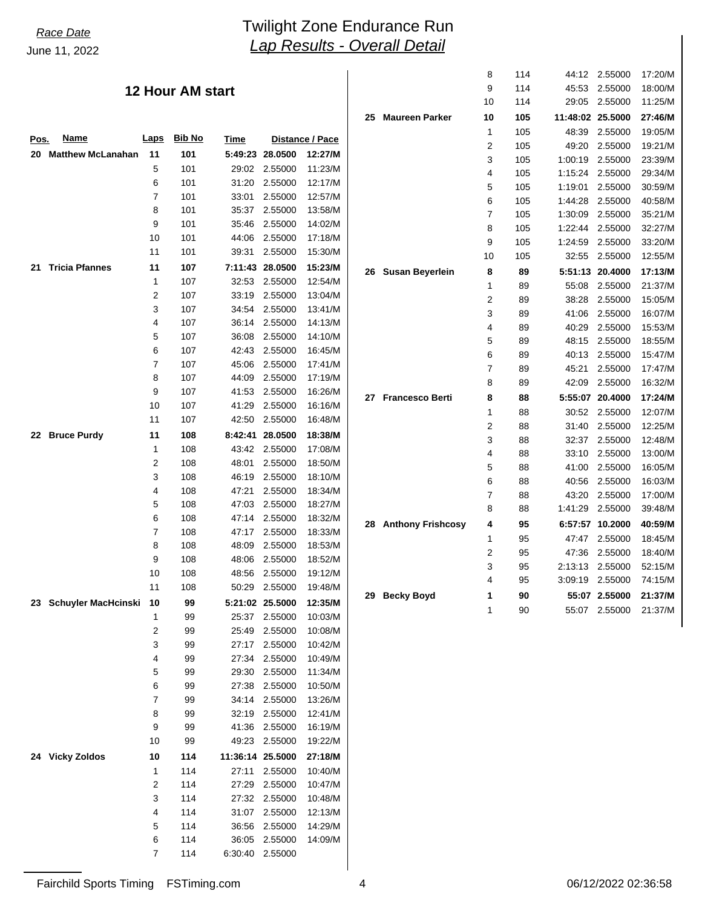# Twilight Zone Endurance Run

## *Lap Results - Overall Detail*

*Race Date*
June 11, 2022

### 12 Hour AM start

| Pos. | Name | Laps | Bib No | Time | Distance | Pace |
|---|---|---|---|---|---|---|
| **20** | **Matthew McLanahan** | **11** | **101** | **5:49:23** | **28.0500** | **12:27/M** |
| | | 5 | 101 | 29:02 | 2.55000 | 11:23/M |
| | | 6 | 101 | 31:20 | 2.55000 | 12:17/M |
| | | 7 | 101 | 33:01 | 2.55000 | 12:57/M |
| | | 8 | 101 | 35:37 | 2.55000 | 13:58/M |
| | | 9 | 101 | 35:46 | 2.55000 | 14:02/M |
| | | 10 | 101 | 44:06 | 2.55000 | 17:18/M |
| | | 11 | 101 | 39:31 | 2.55000 | 15:30/M |
| **21** | **Tricia Pfannes** | **11** | **107** | **7:11:43** | **28.0500** | **15:23/M** |
| | | 1 | 107 | 32:53 | 2.55000 | 12:54/M |
| | | 2 | 107 | 33:19 | 2.55000 | 13:04/M |
| | | 3 | 107 | 34:54 | 2.55000 | 13:41/M |
| | | 4 | 107 | 36:14 | 2.55000 | 14:13/M |
| | | 5 | 107 | 36:08 | 2.55000 | 14:10/M |
| | | 6 | 107 | 42:43 | 2.55000 | 16:45/M |
| | | 7 | 107 | 45:06 | 2.55000 | 17:41/M |
| | | 8 | 107 | 44:09 | 2.55000 | 17:19/M |
| | | 9 | 107 | 41:53 | 2.55000 | 16:26/M |
| | | 10 | 107 | 41:29 | 2.55000 | 16:16/M |
| | | 11 | 107 | 42:50 | 2.55000 | 16:48/M |
| **22** | **Bruce Purdy** | **11** | **108** | **8:42:41** | **28.0500** | **18:38/M** |
| | | 1 | 108 | 43:42 | 2.55000 | 17:08/M |
| | | 2 | 108 | 48:01 | 2.55000 | 18:50/M |
| | | 3 | 108 | 46:19 | 2.55000 | 18:10/M |
| | | 4 | 108 | 47:21 | 2.55000 | 18:34/M |
| | | 5 | 108 | 47:03 | 2.55000 | 18:27/M |
| | | 6 | 108 | 47:14 | 2.55000 | 18:32/M |
| | | 7 | 108 | 47:17 | 2.55000 | 18:33/M |
| | | 8 | 108 | 48:09 | 2.55000 | 18:53/M |
| | | 9 | 108 | 48:06 | 2.55000 | 18:52/M |
| | | 10 | 108 | 48:56 | 2.55000 | 19:12/M |
| | | 11 | 108 | 50:29 | 2.55000 | 19:48/M |
| **23** | **Schuyler MacHcinski** | **10** | **99** | **5:21:02** | **25.5000** | **12:35/M** |
| | | 1 | 99 | 25:37 | 2.55000 | 10:03/M |
| | | 2 | 99 | 25:49 | 2.55000 | 10:08/M |
| | | 3 | 99 | 27:17 | 2.55000 | 10:42/M |
| | | 4 | 99 | 27:34 | 2.55000 | 10:49/M |
| | | 5 | 99 | 29:30 | 2.55000 | 11:34/M |
| | | 6 | 99 | 27:38 | 2.55000 | 10:50/M |
| | | 7 | 99 | 34:14 | 2.55000 | 13:26/M |
| | | 8 | 99 | 32:19 | 2.55000 | 12:41/M |
| | | 9 | 99 | 41:36 | 2.55000 | 16:19/M |
| | | 10 | 99 | 49:23 | 2.55000 | 19:22/M |
| **24** | **Vicky Zoldos** | **10** | **114** | **11:36:14** | **25.5000** | **27:18/M** |
| | | 1 | 114 | 27:11 | 2.55000 | 10:40/M |
| | | 2 | 114 | 27:29 | 2.55000 | 10:47/M |
| | | 3 | 114 | 27:32 | 2.55000 | 10:48/M |
| | | 4 | 114 | 31:07 | 2.55000 | 12:13/M |
| | | 5 | 114 | 36:56 | 2.55000 | 14:29/M |
| | | 6 | 114 | 36:05 | 2.55000 | 14:09/M |
| | | 7 | 114 | 6:30:40 | 2.55000 | |
| | | 8 | 114 | 44:12 | 2.55000 | 17:20/M |
| | | 9 | 114 | 45:53 | 2.55000 | 18:00/M |
| | | 10 | 114 | 29:05 | 2.55000 | 11:25/M |
| **25** | **Maureen Parker** | **10** | **105** | **11:48:02** | **25.5000** | **27:46/M** |
| | | 1 | 105 | 48:39 | 2.55000 | 19:05/M |
| | | 2 | 105 | 49:20 | 2.55000 | 19:21/M |
| | | 3 | 105 | 1:00:19 | 2.55000 | 23:39/M |
| | | 4 | 105 | 1:15:24 | 2.55000 | 29:34/M |
| | | 5 | 105 | 1:19:01 | 2.55000 | 30:59/M |
| | | 6 | 105 | 1:44:28 | 2.55000 | 40:58/M |
| | | 7 | 105 | 1:30:09 | 2.55000 | 35:21/M |
| | | 8 | 105 | 1:22:44 | 2.55000 | 32:27/M |
| | | 9 | 105 | 1:24:59 | 2.55000 | 33:20/M |
| | | 10 | 105 | 32:55 | 2.55000 | 12:55/M |
| **26** | **Susan Beyerlein** | **8** | **89** | **5:51:13** | **20.4000** | **17:13/M** |
| | | 1 | 89 | 55:08 | 2.55000 | 21:37/M |
| | | 2 | 89 | 38:28 | 2.55000 | 15:05/M |
| | | 3 | 89 | 41:06 | 2.55000 | 16:07/M |
| | | 4 | 89 | 40:29 | 2.55000 | 15:53/M |
| | | 5 | 89 | 48:15 | 2.55000 | 18:55/M |
| | | 6 | 89 | 40:13 | 2.55000 | 15:47/M |
| | | 7 | 89 | 45:21 | 2.55000 | 17:47/M |
| | | 8 | 89 | 42:09 | 2.55000 | 16:32/M |
| **27** | **Francesco Berti** | **8** | **88** | **5:55:07** | **20.4000** | **17:24/M** |
| | | 1 | 88 | 30:52 | 2.55000 | 12:07/M |
| | | 2 | 88 | 31:40 | 2.55000 | 12:25/M |
| | | 3 | 88 | 32:37 | 2.55000 | 12:48/M |
| | | 4 | 88 | 33:10 | 2.55000 | 13:00/M |
| | | 5 | 88 | 41:00 | 2.55000 | 16:05/M |
| | | 6 | 88 | 40:56 | 2.55000 | 16:03/M |
| | | 7 | 88 | 43:20 | 2.55000 | 17:00/M |
| | | 8 | 88 | 1:41:29 | 2.55000 | 39:48/M |
| **28** | **Anthony Frishcosy** | **4** | **95** | **6:57:57** | **10.2000** | **40:59/M** |
| | | 1 | 95 | 47:47 | 2.55000 | 18:45/M |
| | | 2 | 95 | 47:36 | 2.55000 | 18:40/M |
| | | 3 | 95 | 2:13:13 | 2.55000 | 52:15/M |
| | | 4 | 95 | 3:09:19 | 2.55000 | 74:15/M |
| **29** | **Becky Boyd** | **1** | **90** | **55:07** | **2.55000** | **21:37/M** |
| | | 1 | 90 | 55:07 | 2.55000 | 21:37/M |

Fairchild Sports Timing FSTiming.com 06/12/2022 02:36:58